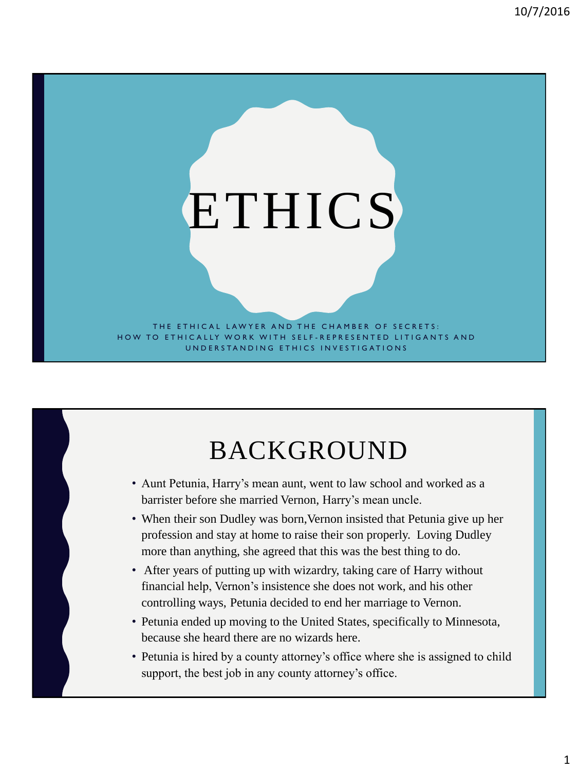# ETHICS

THE ETHICAL LAWYER AND THE CHAMBER OF SECRETS:
HOW TO ETHICALLY WORK WITH SELF-REPRESENTED LITIGANTS AND UNDERSTANDING ETHICS INVESTIGATIONS

## BACKGROUND

- Aunt Petunia, Harry's mean aunt, went to law school and worked as a barrister before she married Vernon, Harry's mean uncle.
- When their son Dudley was born, Vernon insisted that Petunia give up her profession and stay at home to raise their son properly. Loving Dudley more than anything, she agreed that this was the best thing to do.
- After years of putting up with wizardry, taking care of Harry without financial help, Vernon's insistence she does not work, and his other controlling ways, Petunia decided to end her marriage to Vernon.
- Petunia ended up moving to the United States, specifically to Minnesota, because she heard there are no wizards here.
- Petunia is hired by a county attorney's office where she is assigned to child support, the best job in any county attorney's office.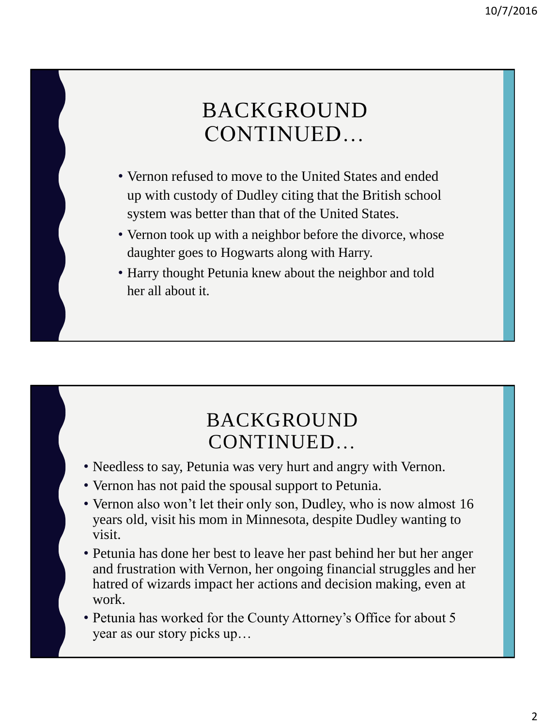## BACKGROUND CONTINUED…

- Vernon refused to move to the United States and ended up with custody of Dudley citing that the British school system was better than that of the United States.
- Vernon took up with a neighbor before the divorce, whose daughter goes to Hogwarts along with Harry.
- Harry thought Petunia knew about the neighbor and told her all about it.

## BACKGROUND CONTINUED…

- Needless to say, Petunia was very hurt and angry with Vernon.
- Vernon has not paid the spousal support to Petunia.
- Vernon also won't let their only son, Dudley, who is now almost 16 years old, visit his mom in Minnesota, despite Dudley wanting to visit.
- Petunia has done her best to leave her past behind her but her anger and frustration with Vernon, her ongoing financial struggles and her hatred of wizards impact her actions and decision making, even at work.
- Petunia has worked for the County Attorney's Office for about 5 year as our story picks up…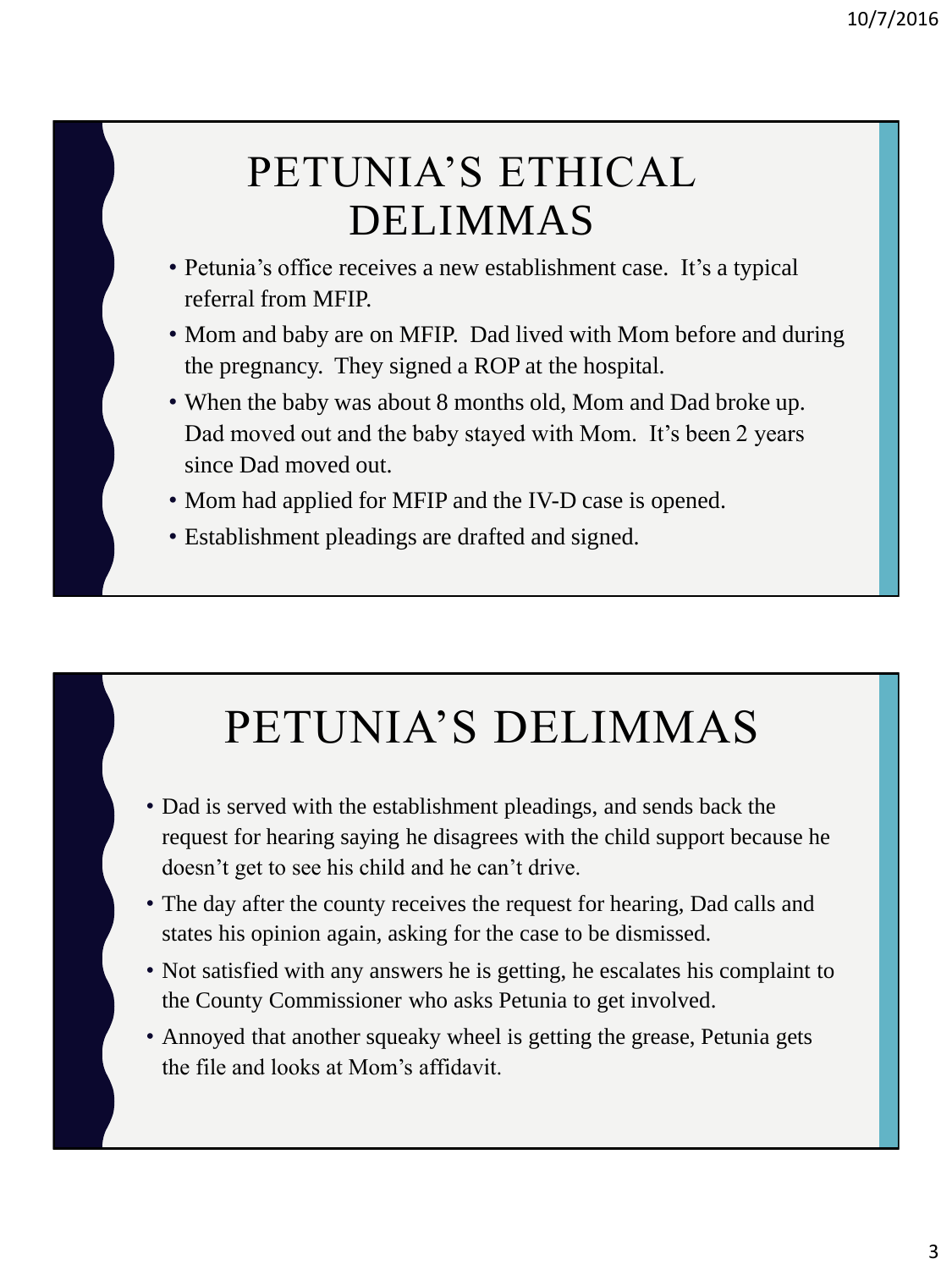# PETUNIA'S ETHICAL DELIMMAS

- Petunia's office receives a new establishment case. It's a typical referral from MFIP.
- Mom and baby are on MFIP. Dad lived with Mom before and during the pregnancy. They signed a ROP at the hospital.
- When the baby was about 8 months old, Mom and Dad broke up. Dad moved out and the baby stayed with Mom. It's been 2 years since Dad moved out.
- Mom had applied for MFIP and the IV-D case is opened.
- Establishment pleadings are drafted and signed.

# PETUNIA'S DELIMMAS

- Dad is served with the establishment pleadings, and sends back the request for hearing saying he disagrees with the child support because he doesn't get to see his child and he can't drive.
- The day after the county receives the request for hearing, Dad calls and states his opinion again, asking for the case to be dismissed.
- Not satisfied with any answers he is getting, he escalates his complaint to the County Commissioner who asks Petunia to get involved.
- Annoyed that another squeaky wheel is getting the grease, Petunia gets the file and looks at Mom's affidavit.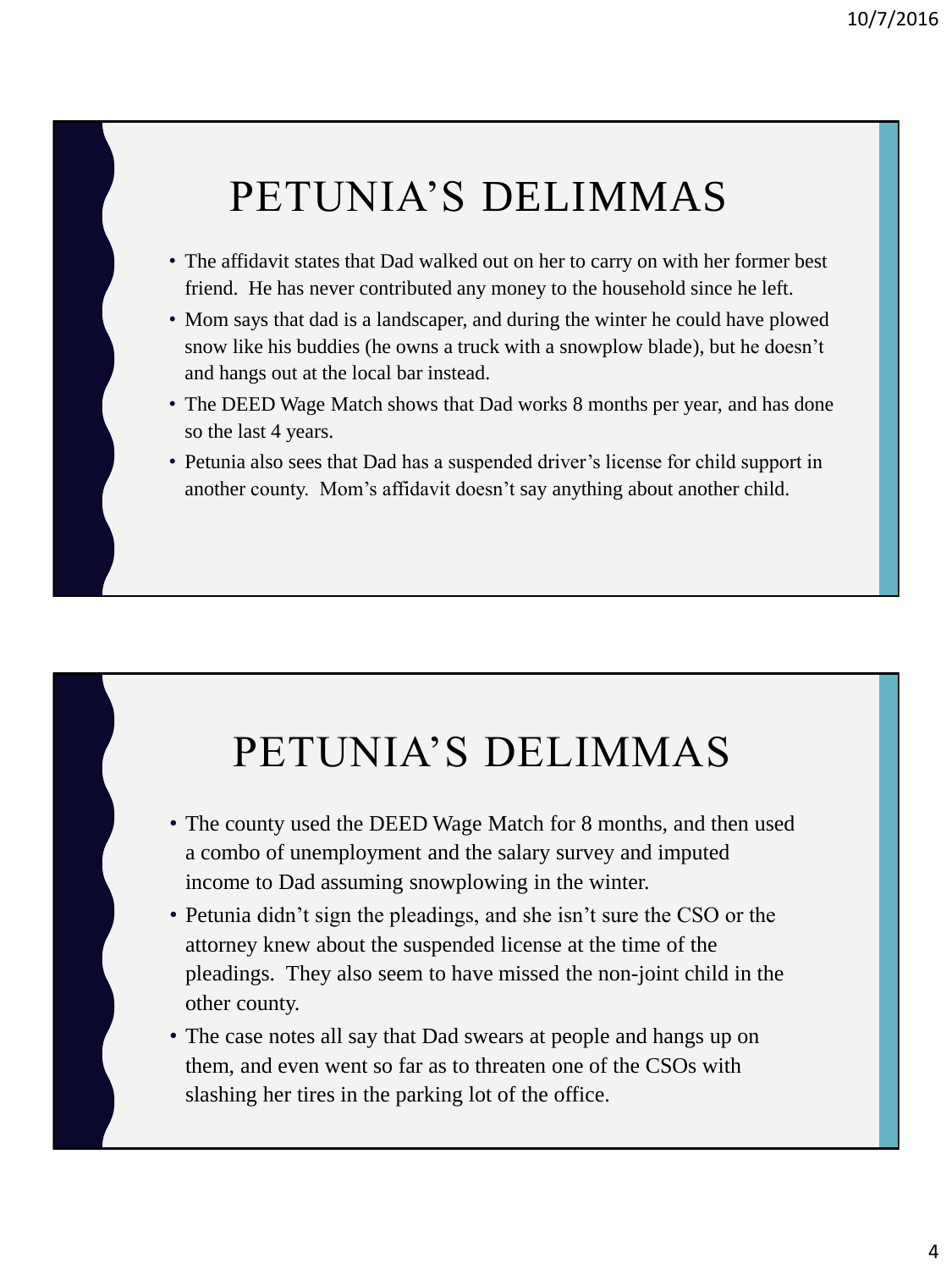# PETUNIA'S DELIMMAS

- The affidavit states that Dad walked out on her to carry on with her former best friend. He has never contributed any money to the household since he left.
- Mom says that dad is a landscaper, and during the winter he could have plowed snow like his buddies (he owns a truck with a snowplow blade), but he doesn't and hangs out at the local bar instead.
- The DEED Wage Match shows that Dad works 8 months per year, and has done so the last 4 years.
- Petunia also sees that Dad has a suspended driver's license for child support in another county. Mom's affidavit doesn't say anything about another child.

# PETUNIA'S DELIMMAS

- The county used the DEED Wage Match for 8 months, and then used a combo of unemployment and the salary survey and imputed income to Dad assuming snowplowing in the winter.
- Petunia didn't sign the pleadings, and she isn't sure the CSO or the attorney knew about the suspended license at the time of the pleadings. They also seem to have missed the non-joint child in the other county.
- The case notes all say that Dad swears at people and hangs up on them, and even went so far as to threaten one of the CSOs with slashing her tires in the parking lot of the office.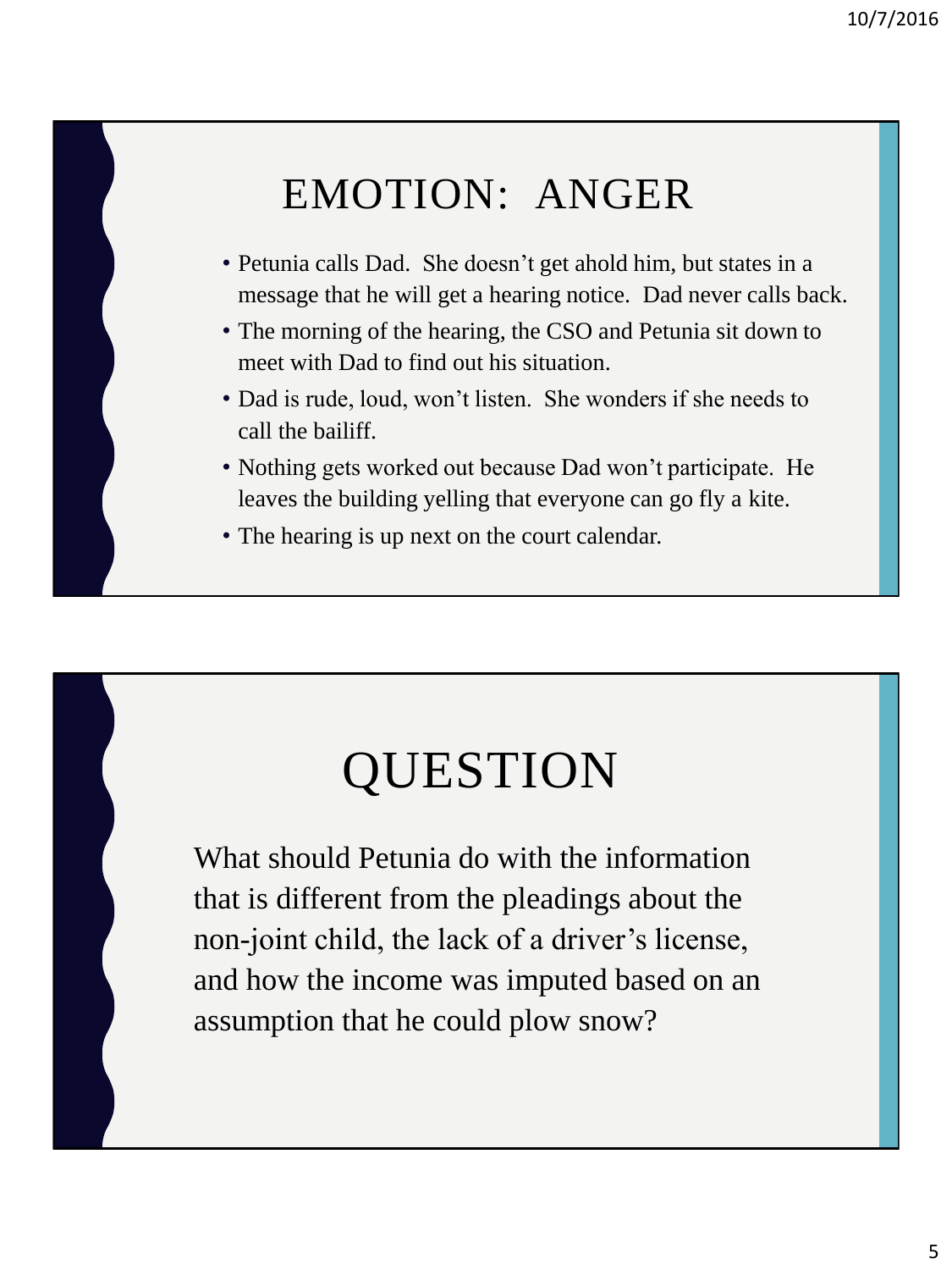# EMOTION: ANGER

- Petunia calls Dad. She doesn't get ahold him, but states in a message that he will get a hearing notice. Dad never calls back.
- The morning of the hearing, the CSO and Petunia sit down to meet with Dad to find out his situation.
- Dad is rude, loud, won't listen. She wonders if she needs to call the bailiff.
- Nothing gets worked out because Dad won't participate. He leaves the building yelling that everyone can go fly a kite.
- The hearing is up next on the court calendar.

# QUESTION

What should Petunia do with the information that is different from the pleadings about the non-joint child, the lack of a driver's license, and how the income was imputed based on an assumption that he could plow snow?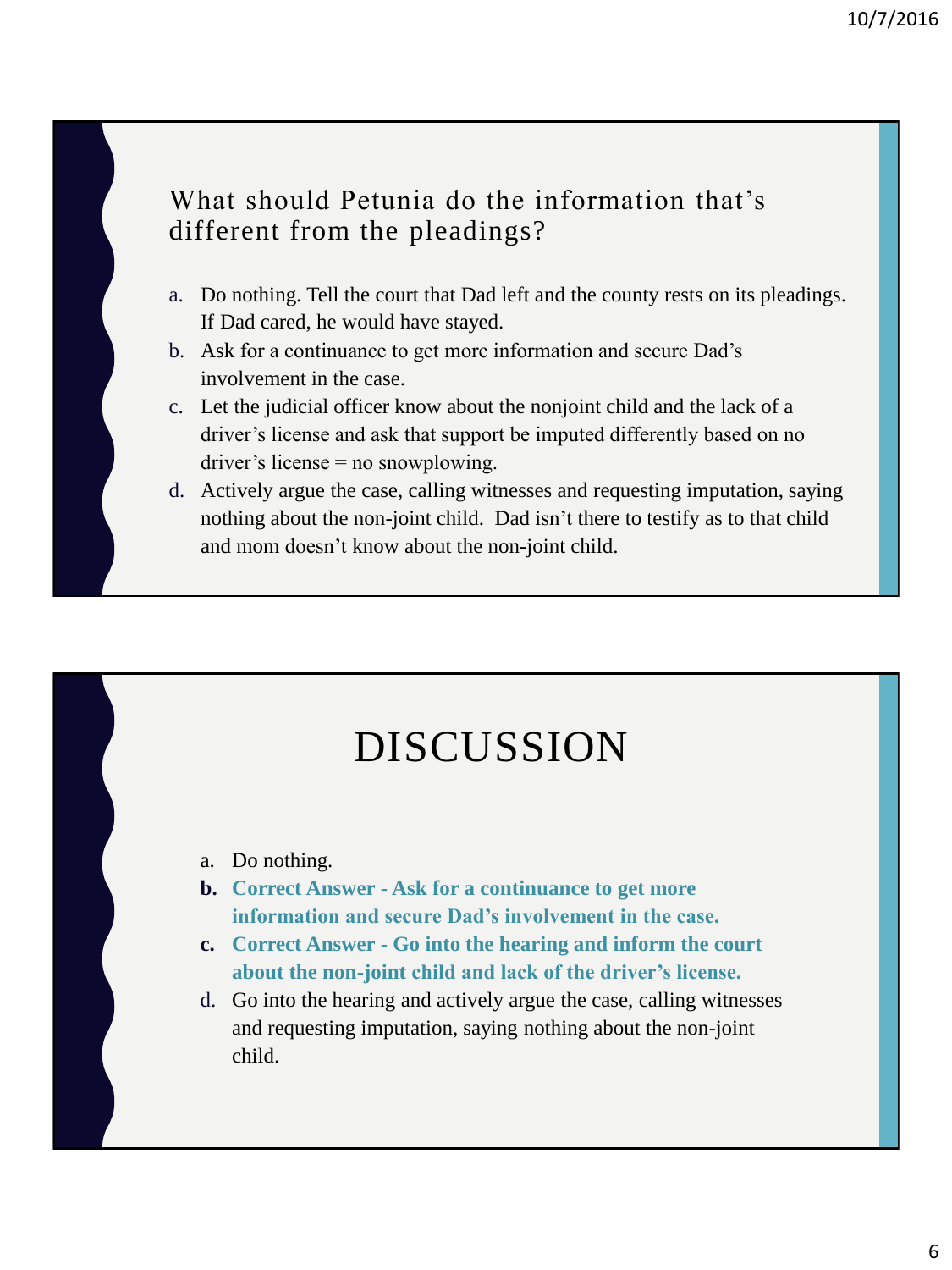## What should Petunia do the information that's different from the pleadings?

a. Do nothing. Tell the court that Dad left and the county rests on its pleadings. If Dad cared, he would have stayed.
b. Ask for a continuance to get more information and secure Dad's involvement in the case.
c. Let the judicial officer know about the nonjoint child and the lack of a driver's license and ask that support be imputed differently based on no driver's license = no snowplowing.
d. Actively argue the case, calling witnesses and requesting imputation, saying nothing about the non-joint child. Dad isn't there to testify as to that child and mom doesn't know about the non-joint child.

# DISCUSSION

a. Do nothing.
**b. Correct Answer - Ask for a continuance to get more information and secure Dad's involvement in the case.**
**c. Correct Answer - Go into the hearing and inform the court about the non-joint child and lack of the driver's license.**
d. Go into the hearing and actively argue the case, calling witnesses and requesting imputation, saying nothing about the non-joint child.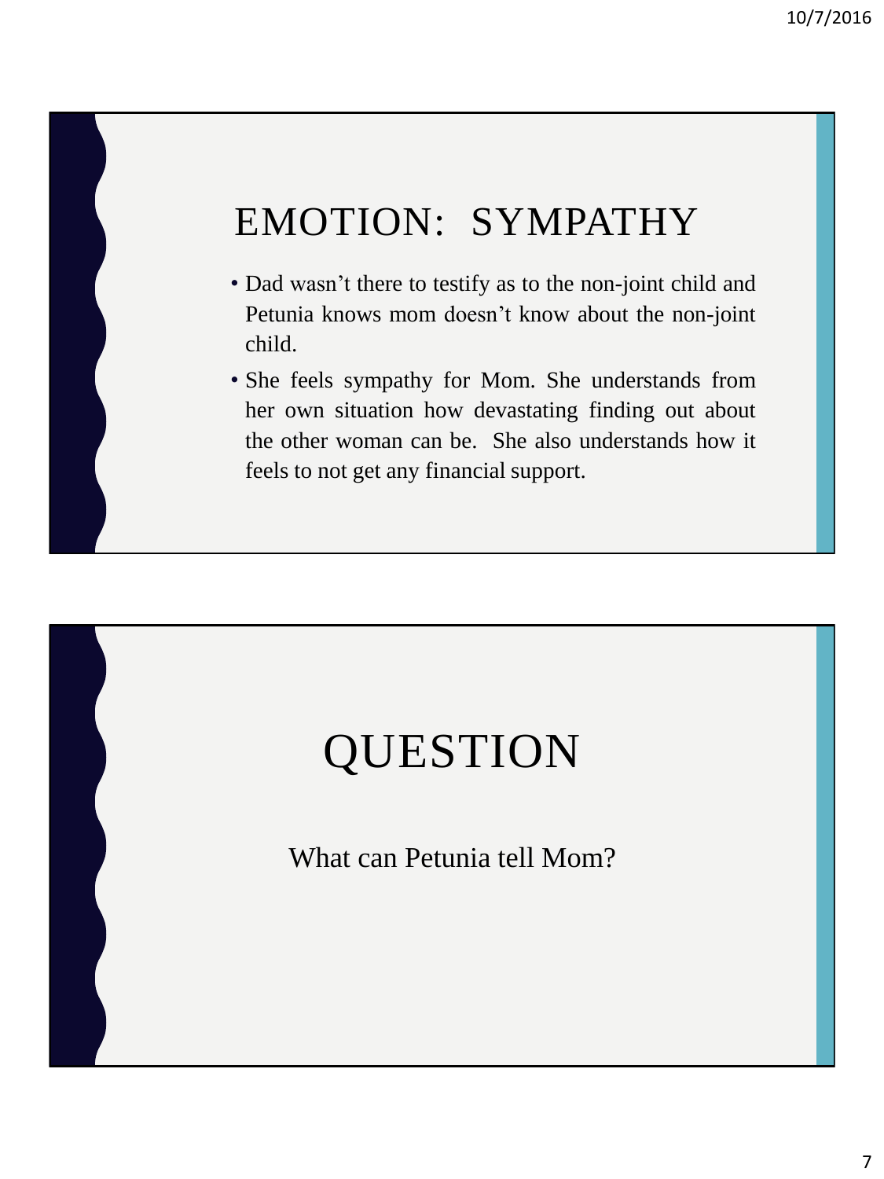# EMOTION: SYMPATHY

- Dad wasn't there to testify as to the non-joint child and Petunia knows mom doesn't know about the non-joint child.
- She feels sympathy for Mom. She understands from her own situation how devastating finding out about the other woman can be. She also understands how it feels to not get any financial support.

# QUESTION

What can Petunia tell Mom?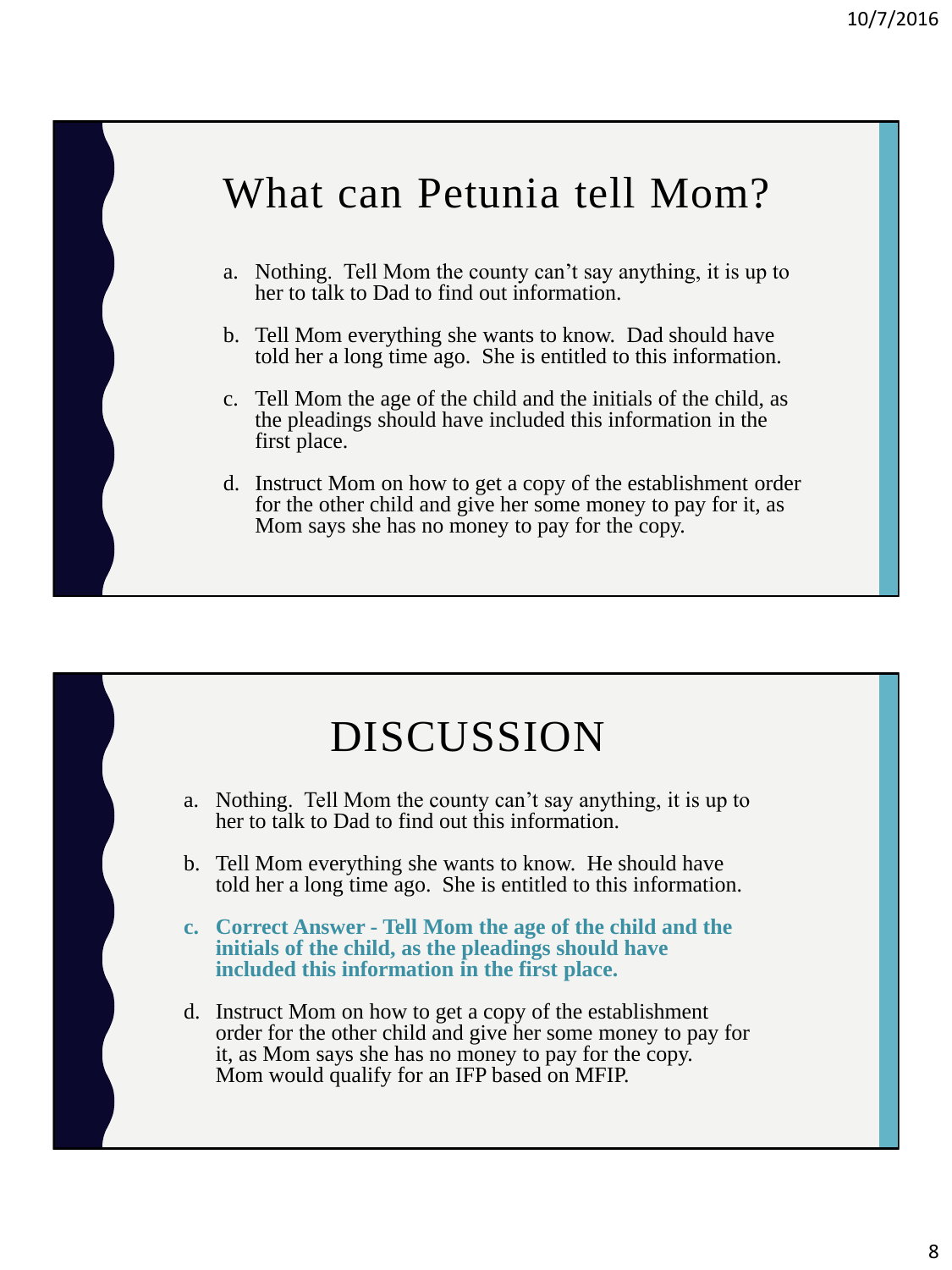# What can Petunia tell Mom?

a. Nothing. Tell Mom the county can't say anything, it is up to her to talk to Dad to find out information.

b. Tell Mom everything she wants to know. Dad should have told her a long time ago. She is entitled to this information.

c. Tell Mom the age of the child and the initials of the child, as the pleadings should have included this information in the first place.

d. Instruct Mom on how to get a copy of the establishment order for the other child and give her some money to pay for it, as Mom says she has no money to pay for the copy.

# DISCUSSION

a. Nothing. Tell Mom the county can't say anything, it is up to her to talk to Dad to find out this information.

b. Tell Mom everything she wants to know. He should have told her a long time ago. She is entitled to this information.

**c. Correct Answer - Tell Mom the age of the child and the initials of the child, as the pleadings should have included this information in the first place.**

d. Instruct Mom on how to get a copy of the establishment order for the other child and give her some money to pay for it, as Mom says she has no money to pay for the copy. Mom would qualify for an IFP based on MFIP.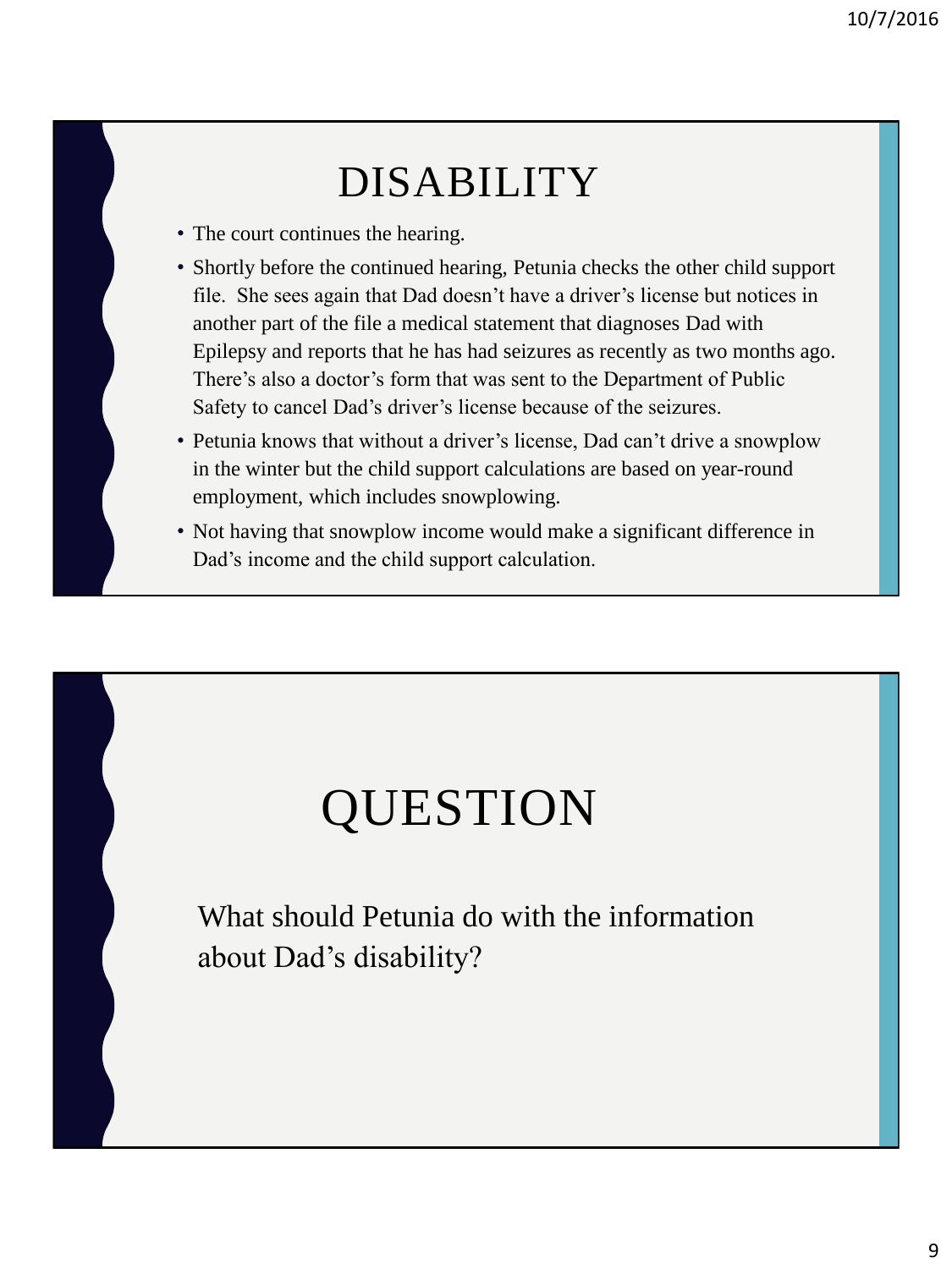# DISABILITY

- The court continues the hearing.
- Shortly before the continued hearing, Petunia checks the other child support file. She sees again that Dad doesn't have a driver's license but notices in another part of the file a medical statement that diagnoses Dad with Epilepsy and reports that he has had seizures as recently as two months ago. There's also a doctor's form that was sent to the Department of Public Safety to cancel Dad's driver's license because of the seizures.
- Petunia knows that without a driver's license, Dad can't drive a snowplow in the winter but the child support calculations are based on year-round employment, which includes snowplowing.
- Not having that snowplow income would make a significant difference in Dad's income and the child support calculation.

# QUESTION

What should Petunia do with the information about Dad's disability?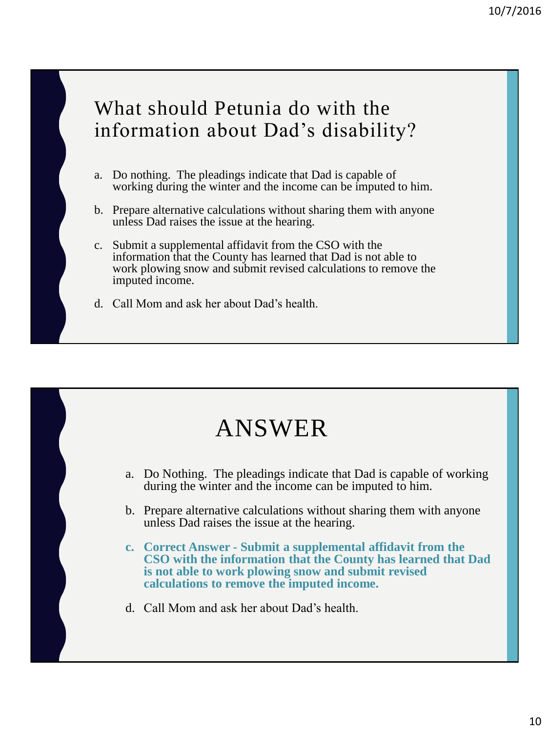## What should Petunia do with the information about Dad's disability?

a. Do nothing. The pleadings indicate that Dad is capable of working during the winter and the income can be imputed to him.

b. Prepare alternative calculations without sharing them with anyone unless Dad raises the issue at the hearing.

c. Submit a supplemental affidavit from the CSO with the information that the County has learned that Dad is not able to work plowing snow and submit revised calculations to remove the imputed income.

d. Call Mom and ask her about Dad's health.

## ANSWER

a. Do Nothing. The pleadings indicate that Dad is capable of working during the winter and the income can be imputed to him.

b. Prepare alternative calculations without sharing them with anyone unless Dad raises the issue at the hearing.

**c. Correct Answer - Submit a supplemental affidavit from the CSO with the information that the County has learned that Dad is not able to work plowing snow and submit revised calculations to remove the imputed income.**

d. Call Mom and ask her about Dad's health.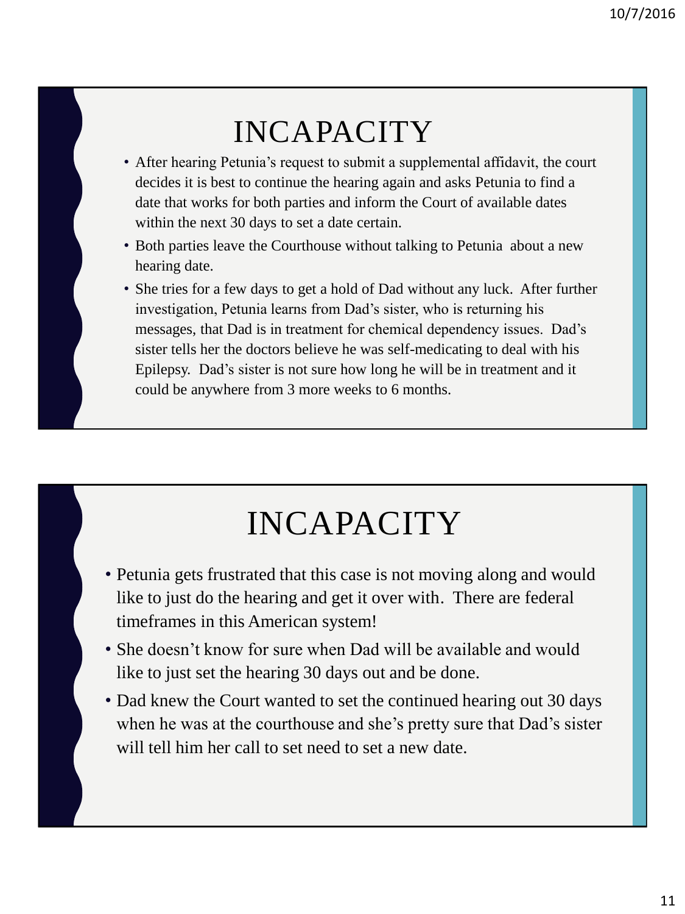# INCAPACITY

- After hearing Petunia's request to submit a supplemental affidavit, the court decides it is best to continue the hearing again and asks Petunia to find a date that works for both parties and inform the Court of available dates within the next 30 days to set a date certain.
- Both parties leave the Courthouse without talking to Petunia about a new hearing date.
- She tries for a few days to get a hold of Dad without any luck. After further investigation, Petunia learns from Dad's sister, who is returning his messages, that Dad is in treatment for chemical dependency issues. Dad's sister tells her the doctors believe he was self-medicating to deal with his Epilepsy. Dad's sister is not sure how long he will be in treatment and it could be anywhere from 3 more weeks to 6 months.

# INCAPACITY

- Petunia gets frustrated that this case is not moving along and would like to just do the hearing and get it over with. There are federal timeframes in this American system!
- She doesn't know for sure when Dad will be available and would like to just set the hearing 30 days out and be done.
- Dad knew the Court wanted to set the continued hearing out 30 days when he was at the courthouse and she's pretty sure that Dad's sister will tell him her call to set need to set a new date.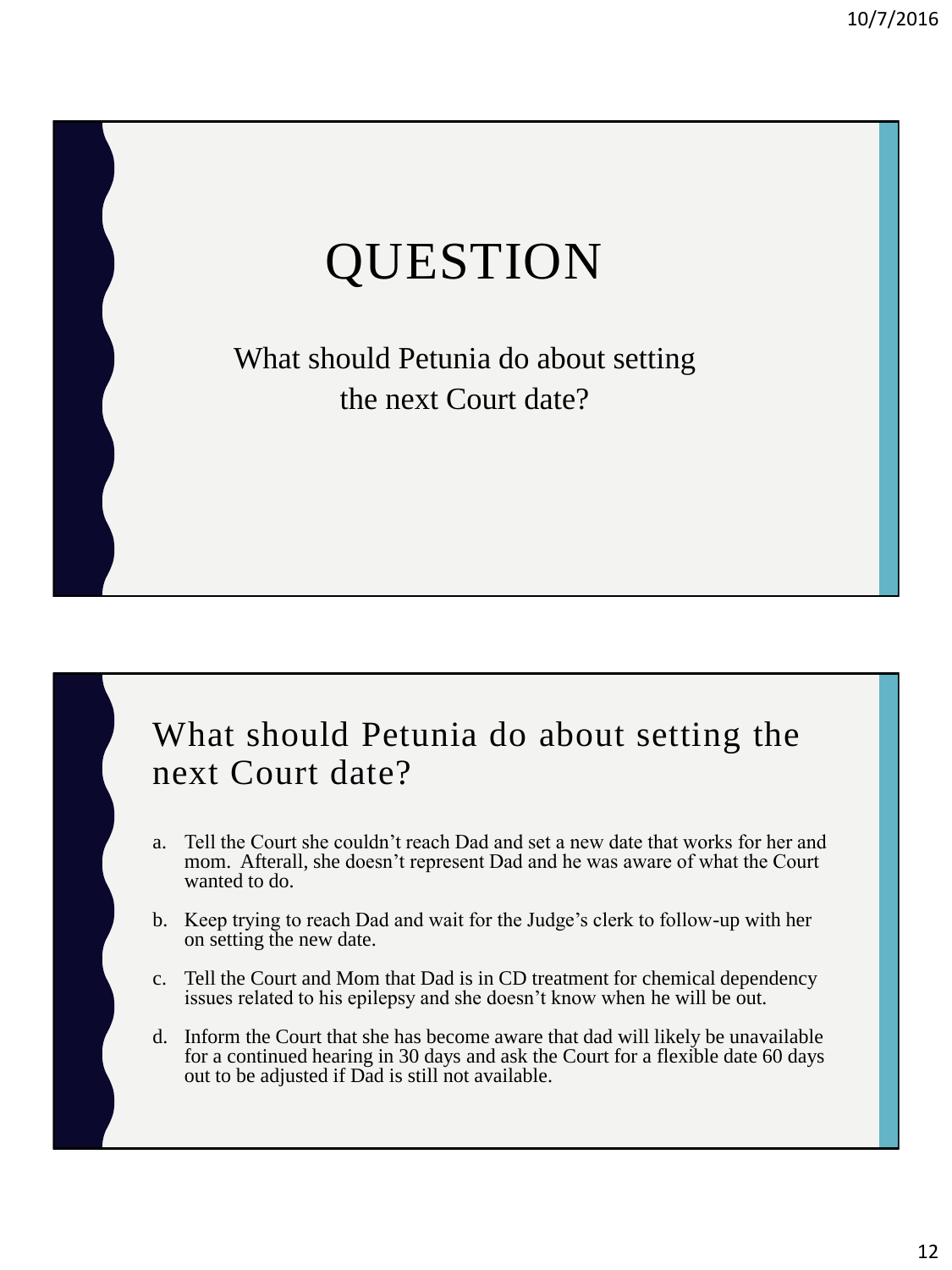# QUESTION

What should Petunia do about setting the next Court date?

## What should Petunia do about setting the next Court date?

a. Tell the Court she couldn't reach Dad and set a new date that works for her and mom. Afterall, she doesn't represent Dad and he was aware of what the Court wanted to do.

b. Keep trying to reach Dad and wait for the Judge's clerk to follow-up with her on setting the new date.

c. Tell the Court and Mom that Dad is in CD treatment for chemical dependency issues related to his epilepsy and she doesn't know when he will be out.

d. Inform the Court that she has become aware that dad will likely be unavailable for a continued hearing in 30 days and ask the Court for a flexible date 60 days out to be adjusted if Dad is still not available.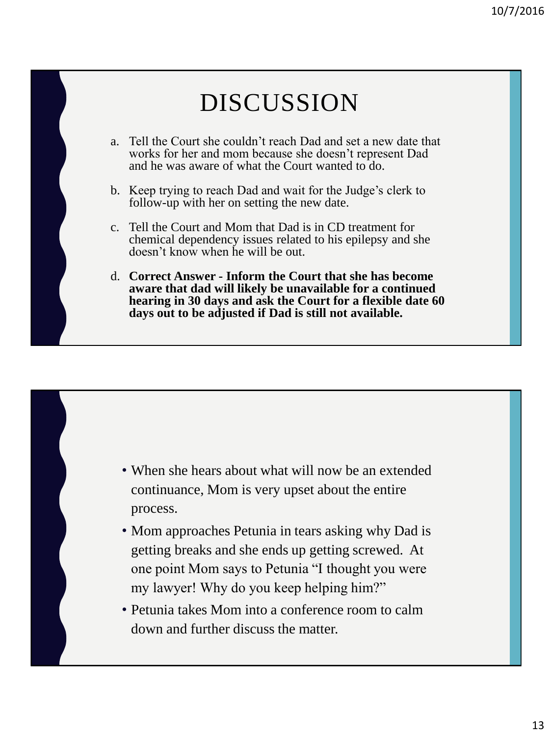# DISCUSSION

a. Tell the Court she couldn't reach Dad and set a new date that works for her and mom because she doesn't represent Dad and he was aware of what the Court wanted to do.

b. Keep trying to reach Dad and wait for the Judge's clerk to follow-up with her on setting the new date.

c. Tell the Court and Mom that Dad is in CD treatment for chemical dependency issues related to his epilepsy and she doesn't know when he will be out.

d. **Correct Answer - Inform the Court that she has become aware that dad will likely be unavailable for a continued hearing in 30 days and ask the Court for a flexible date 60 days out to be adjusted if Dad is still not available.**

---

- When she hears about what will now be an extended continuance, Mom is very upset about the entire process.
- Mom approaches Petunia in tears asking why Dad is getting breaks and she ends up getting screwed. At one point Mom says to Petunia "I thought you were my lawyer! Why do you keep helping him?"
- Petunia takes Mom into a conference room to calm down and further discuss the matter.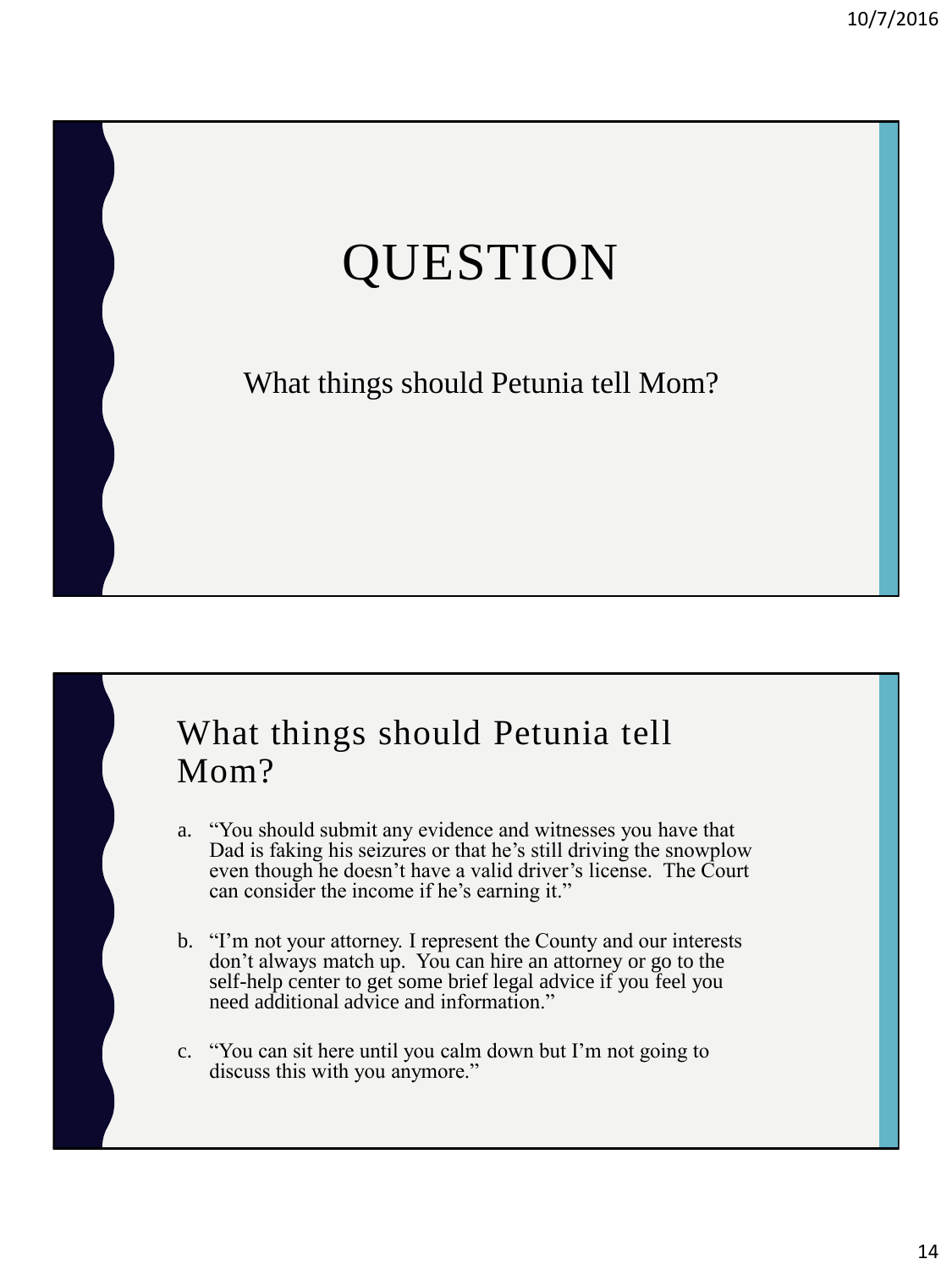# QUESTION

What things should Petunia tell Mom?

## What things should Petunia tell Mom?

a. "You should submit any evidence and witnesses you have that Dad is faking his seizures or that he's still driving the snowplow even though he doesn't have a valid driver's license. The Court can consider the income if he's earning it."

b. "I'm not your attorney. I represent the County and our interests don't always match up. You can hire an attorney or go to the self-help center to get some brief legal advice if you feel you need additional advice and information."

c. "You can sit here until you calm down but I'm not going to discuss this with you anymore."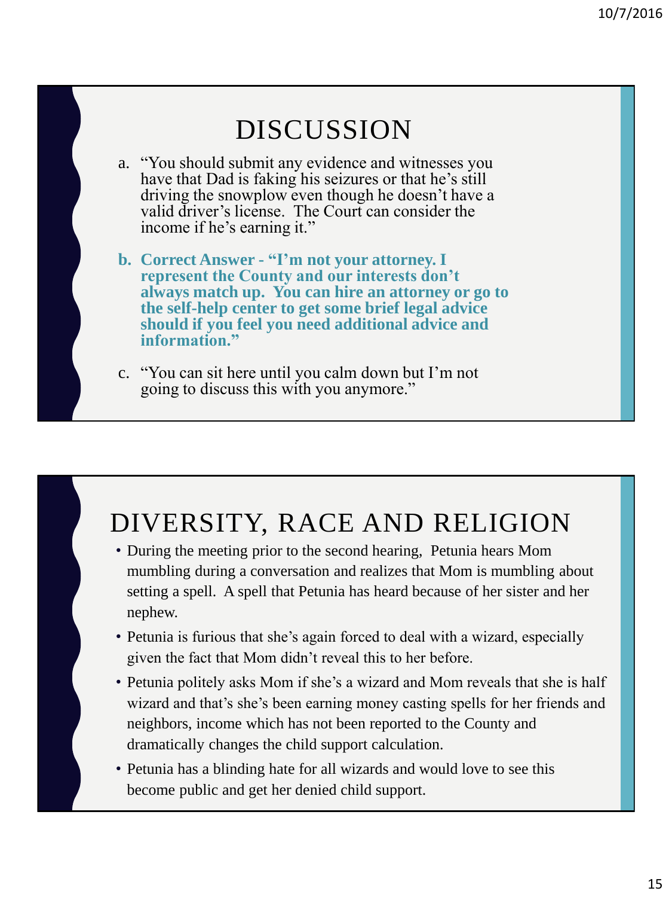# DISCUSSION

a. "You should submit any evidence and witnesses you have that Dad is faking his seizures or that he's still driving the snowplow even though he doesn't have a valid driver's license. The Court can consider the income if he's earning it."

b. **Correct Answer - "I'm not your attorney. I represent the County and our interests don't always match up. You can hire an attorney or go to the self-help center to get some brief legal advice should if you feel you need additional advice and information."**

c. "You can sit here until you calm down but I'm not going to discuss this with you anymore."

# DIVERSITY, RACE AND RELIGION

- During the meeting prior to the second hearing, Petunia hears Mom mumbling during a conversation and realizes that Mom is mumbling about setting a spell. A spell that Petunia has heard because of her sister and her nephew.
- Petunia is furious that she's again forced to deal with a wizard, especially given the fact that Mom didn't reveal this to her before.
- Petunia politely asks Mom if she's a wizard and Mom reveals that she is half wizard and that's she's been earning money casting spells for her friends and neighbors, income which has not been reported to the County and dramatically changes the child support calculation.
- Petunia has a blinding hate for all wizards and would love to see this become public and get her denied child support.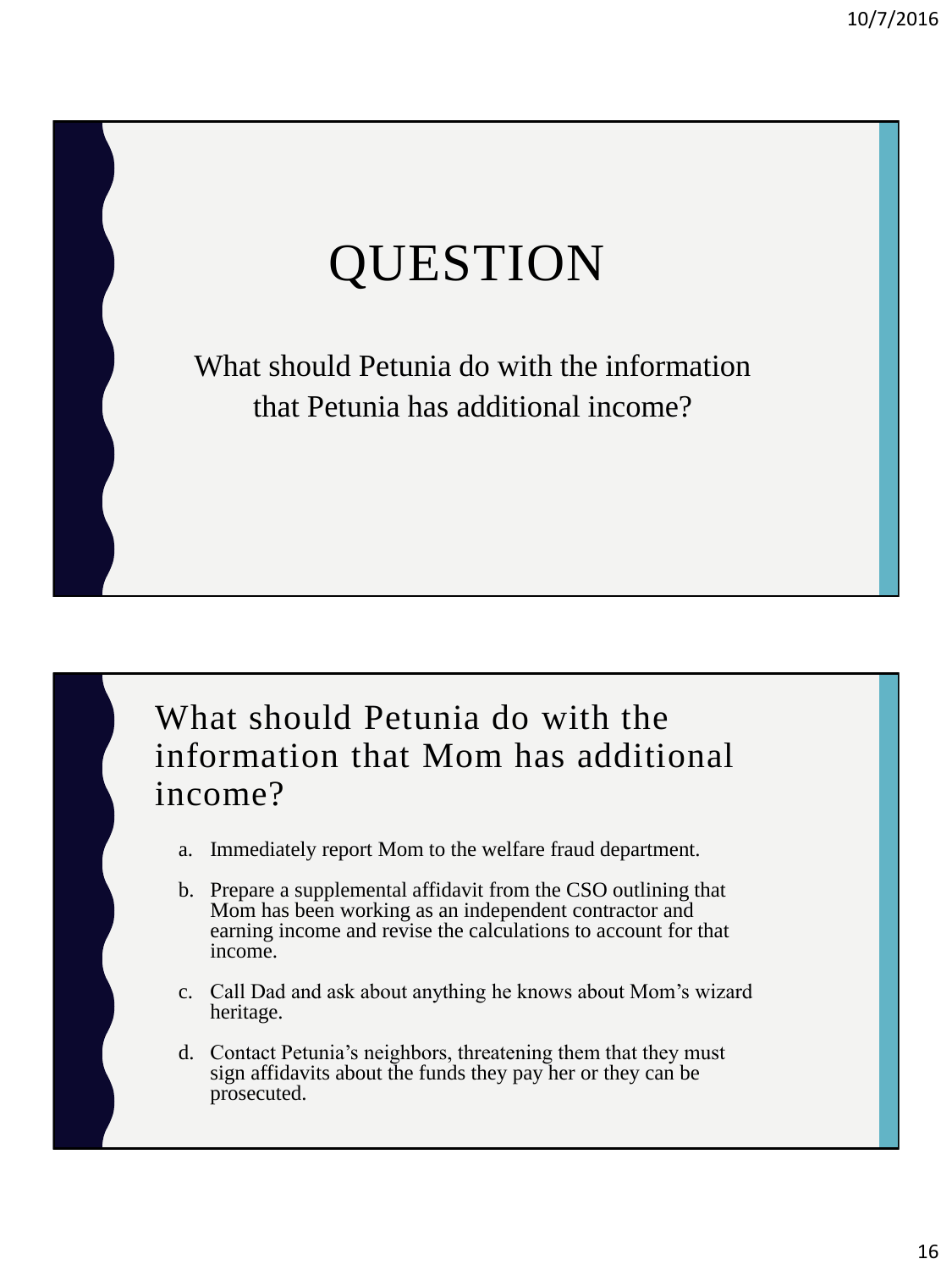# QUESTION

What should Petunia do with the information that Petunia has additional income?

## What should Petunia do with the information that Mom has additional income?

a. Immediately report Mom to the welfare fraud department.

b. Prepare a supplemental affidavit from the CSO outlining that Mom has been working as an independent contractor and earning income and revise the calculations to account for that income.

c. Call Dad and ask about anything he knows about Mom's wizard heritage.

d. Contact Petunia's neighbors, threatening them that they must sign affidavits about the funds they pay her or they can be prosecuted.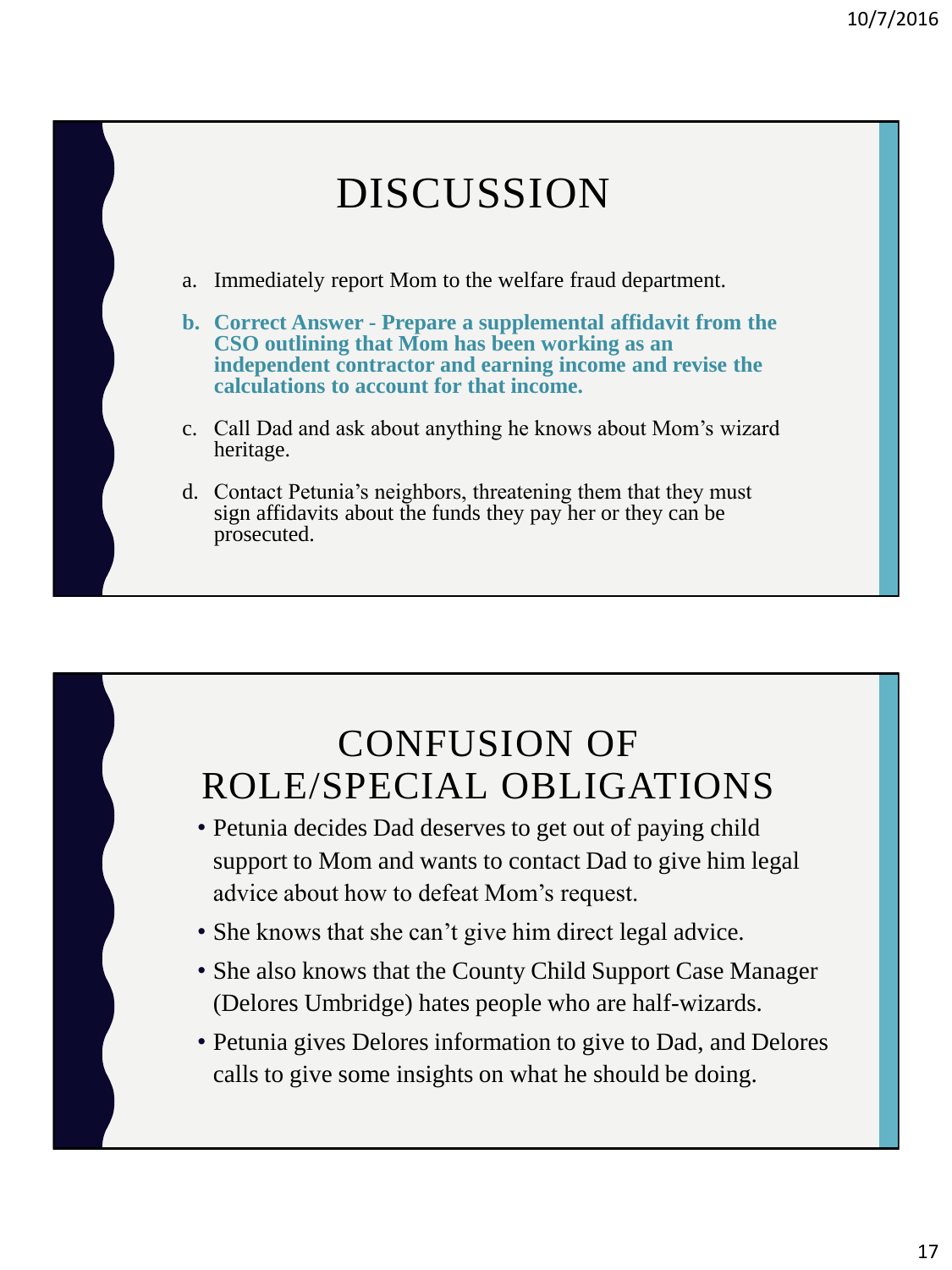# DISCUSSION

a. Immediately report Mom to the welfare fraud department.

**b. Correct Answer - Prepare a supplemental affidavit from the CSO outlining that Mom has been working as an independent contractor and earning income and revise the calculations to account for that income.**

c. Call Dad and ask about anything he knows about Mom's wizard heritage.

d. Contact Petunia's neighbors, threatening them that they must sign affidavits about the funds they pay her or they can be prosecuted.

# CONFUSION OF ROLE/SPECIAL OBLIGATIONS

- Petunia decides Dad deserves to get out of paying child support to Mom and wants to contact Dad to give him legal advice about how to defeat Mom's request.
- She knows that she can't give him direct legal advice.
- She also knows that the County Child Support Case Manager (Delores Umbridge) hates people who are half-wizards.
- Petunia gives Delores information to give to Dad, and Delores calls to give some insights on what he should be doing.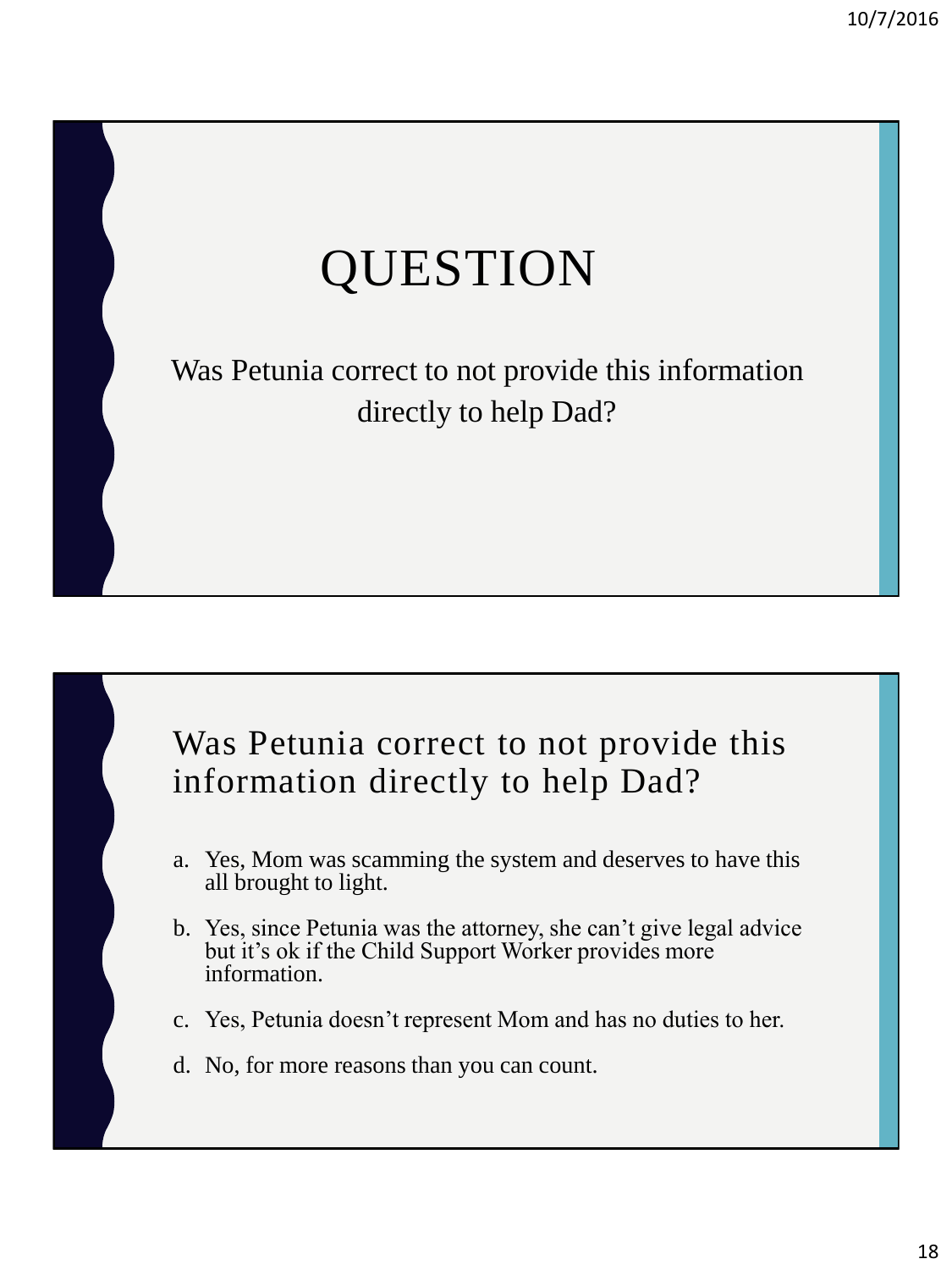# QUESTION

Was Petunia correct to not provide this information directly to help Dad?

## Was Petunia correct to not provide this information directly to help Dad?

a. Yes, Mom was scamming the system and deserves to have this all brought to light.

b. Yes, since Petunia was the attorney, she can't give legal advice but it's ok if the Child Support Worker provides more information.

c. Yes, Petunia doesn't represent Mom and has no duties to her.

d. No, for more reasons than you can count.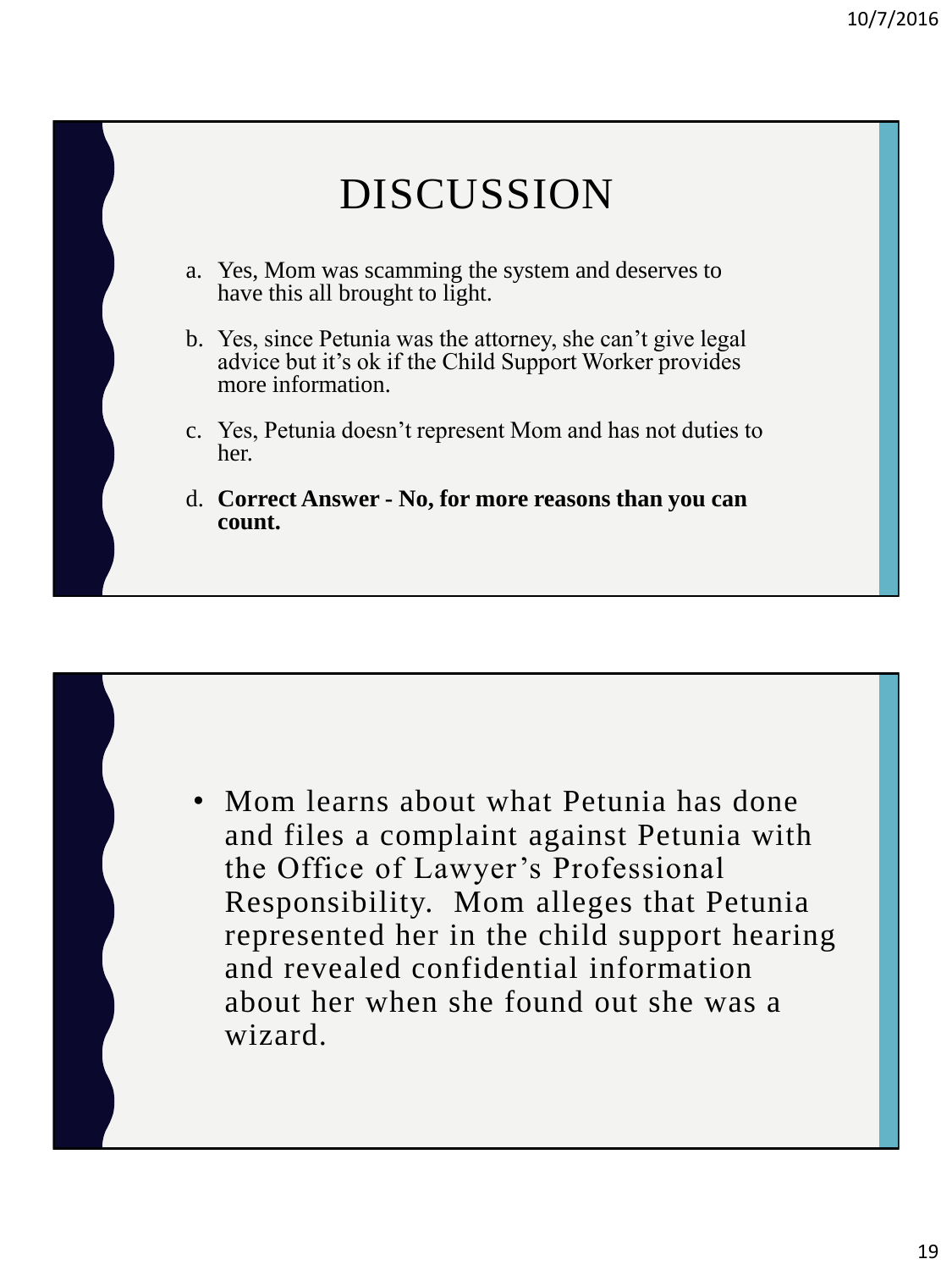# DISCUSSION

a. Yes, Mom was scamming the system and deserves to have this all brought to light.

b. Yes, since Petunia was the attorney, she can't give legal advice but it's ok if the Child Support Worker provides more information.

c. Yes, Petunia doesn't represent Mom and has not duties to her.

d. **Correct Answer - No, for more reasons than you can count.**

- Mom learns about what Petunia has done and files a complaint against Petunia with the Office of Lawyer's Professional Responsibility. Mom alleges that Petunia represented her in the child support hearing and revealed confidential information about her when she found out she was a wizard.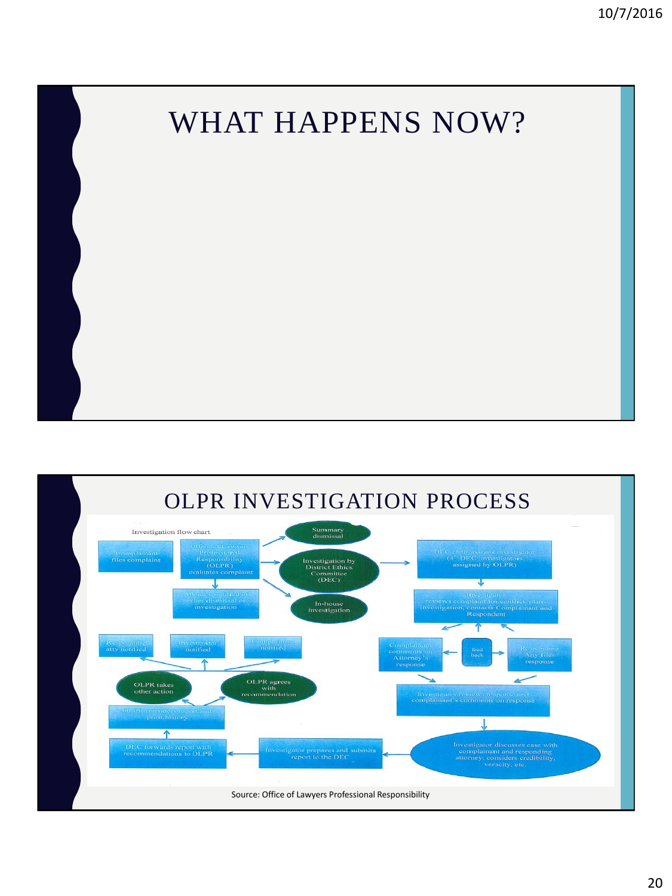# WHAT HAPPENS NOW?

# OLPR INVESTIGATION PROCESS

Investigation flow chart

- Complainant files complaint
- Office of Lawyers Professional Responsibility (OLPR) evaluates complaint
- Summary dismissal
- Investigation by District Ethics Committee (DEC)
- In-house investigation
- Attorney notified of either dismissal or investigation
- DEC chair assigns investigator (4th DEC: investigators assigned by OLPR)
- Investigator reviews complaint for conflict, plans investigation, contacts Complainant and Respondent
- Complainant comments on Attorney's response
- feed back
- Responding Atty files response
- Investigator reviews response and complainant's comments on response
- Investigator discusses case with complainant and responding attorney; considers credibility, veracity, etc.
- Investigator prepares and submits report to the DEC
- DEC forwards report with recommendations to OLPR
- OLPR considers report and prior history
- OLPR takes other action
- OLPR agrees with recommendation
- Responding atty notified
- Investigator notified
- Complainant notified

Source: Office of Lawyers Professional Responsibility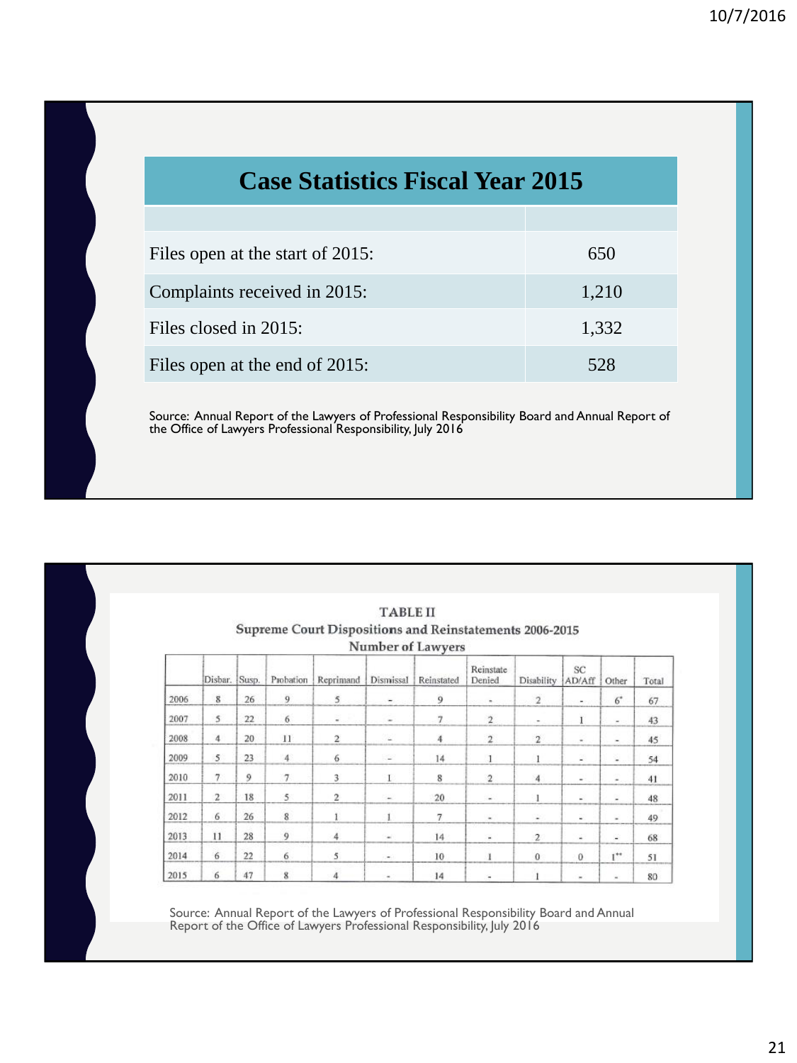## Case Statistics Fiscal Year 2015

| | |
|---|---|
| Files open at the start of 2015: | 650 |
| Complaints received in 2015: | 1,210 |
| Files closed in 2015: | 1,332 |
| Files open at the end of 2015: | 528 |

Source: Annual Report of the Lawyers of Professional Responsibility Board and Annual Report of the Office of Lawyers Professional Responsibility, July 2016

**TABLE II**

**Supreme Court Dispositions and Reinstatements 2006-2015**

**Number of Lawyers**

| | Disbar. | Susp. | Probation | Reprimand | Dismissal | Reinstated | Reinstate Denied | Disability | SC AD/Aff | Other | Total |
|---|---|---|---|---|---|---|---|---|---|---|---|
| 2006 | 8 | 26 | 9 | 5 | - | 9 | - | 2 | - | 6* | 67 |
| 2007 | 5 | 22 | 6 | - | - | 7 | 2 | - | 1 | - | 43 |
| 2008 | 4 | 20 | 11 | 2 | - | 4 | 2 | 2 | - | - | 45 |
| 2009 | 5 | 23 | 4 | 6 | - | 14 | 1 | 1 | - | - | 54 |
| 2010 | 7 | 9 | 7 | 3 | 1 | 8 | 2 | 4 | - | - | 41 |
| 2011 | 2 | 18 | 5 | 2 | - | 20 | - | 1 | - | - | 48 |
| 2012 | 6 | 26 | 8 | 1 | 1 | 7 | - | - | - | - | 49 |
| 2013 | 11 | 28 | 9 | 4 | - | 14 | - | 2 | - | - | 68 |
| 2014 | 6 | 22 | 6 | 5 | - | 10 | 1 | 0 | 0 | 1** | 51 |
| 2015 | 6 | 47 | 8 | 4 | - | 14 | - | 1 | - | - | 80 |

Source: Annual Report of the Lawyers of Professional Responsibility Board and Annual Report of the Office of Lawyers Professional Responsibility, July 2016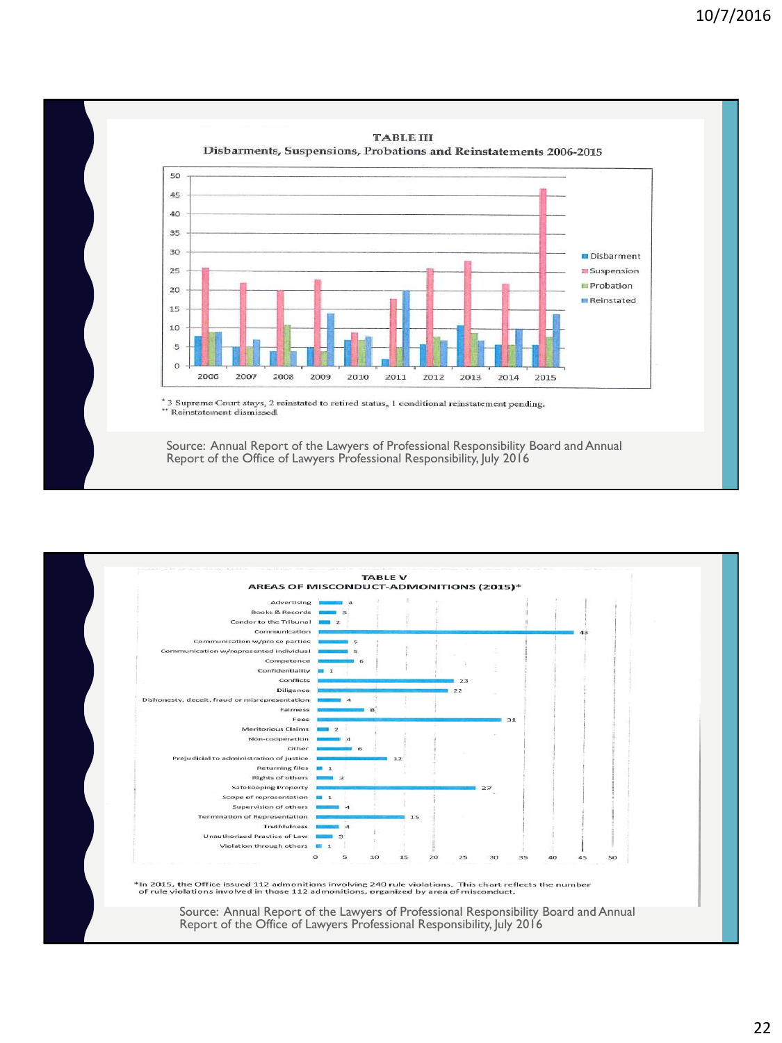### TABLE III
**Disbarments, Suspensions, Probations and Reinstatements 2006-2015**

| Year | Disbarment | Suspension | Probation | Reinstated |
|---|---|---|---|---|
| 2006 | 8 | 26 | 9 | 9 |
| 2007 | 5 | 22 | 5 | 7 |
| 2008 | 4 | 20 | 11 | 4 |
| 2009 | 5 | 23 | 4 | 14 |
| 2010 | 7 | 9 | 7 | 8 |
| 2011 | 2 | 18 | 5 | 20 |
| 2012 | 6 | 26 | 8 | 7 |
| 2013 | 11 | 28 | 9 | 7 |
| 2014 | 6 | 22 | 6 | 10 |
| 2015 | 6 | 47 | 8 | 14 |

* 3 Supreme Court stays, 2 reinstated to retired status, 1 conditional reinstatement pending.
** Reinstatement dismissed.

Source: Annual Report of the Lawyers of Professional Responsibility Board and Annual Report of the Office of Lawyers Professional Responsibility, July 2016

### TABLE V
**AREAS OF MISCONDUCT-ADMONITIONS (2015)***

| Area of Misconduct | Number |
|---|---|
| Advertising | 4 |
| Books & Records | 3 |
| Candor to the Tribunal | 2 |
| Communication | 43 |
| Communication w/pro se parties | 5 |
| Communication w/represented individual | 5 |
| Competence | 6 |
| Confidentiality | 1 |
| Conflicts | 23 |
| Diligence | 22 |
| Dishonesty, deceit, fraud or misrepresentation | 4 |
| Fairness | 8 |
| Fees | 31 |
| Meritorious Claims | 2 |
| Non-cooperation | 4 |
| Other | 6 |
| Prejudicial to administration of justice | 12 |
| Returning files | 1 |
| Rights of others | 3 |
| Safekeeping Property | 27 |
| Scope of representation | 1 |
| Supervision of others | 4 |
| Termination of Representation | 15 |
| Truthfulness | 4 |
| Unauthorized Practice of Law | 3 |
| Violation through others | 1 |

*In 2015, the Office issued 112 admonitions involving 240 rule violations. This chart reflects the number of rule violations involved in those 112 admonitions, organized by area of misconduct.

Source: Annual Report of the Lawyers of Professional Responsibility Board and Annual Report of the Office of Lawyers Professional Responsibility, July 2016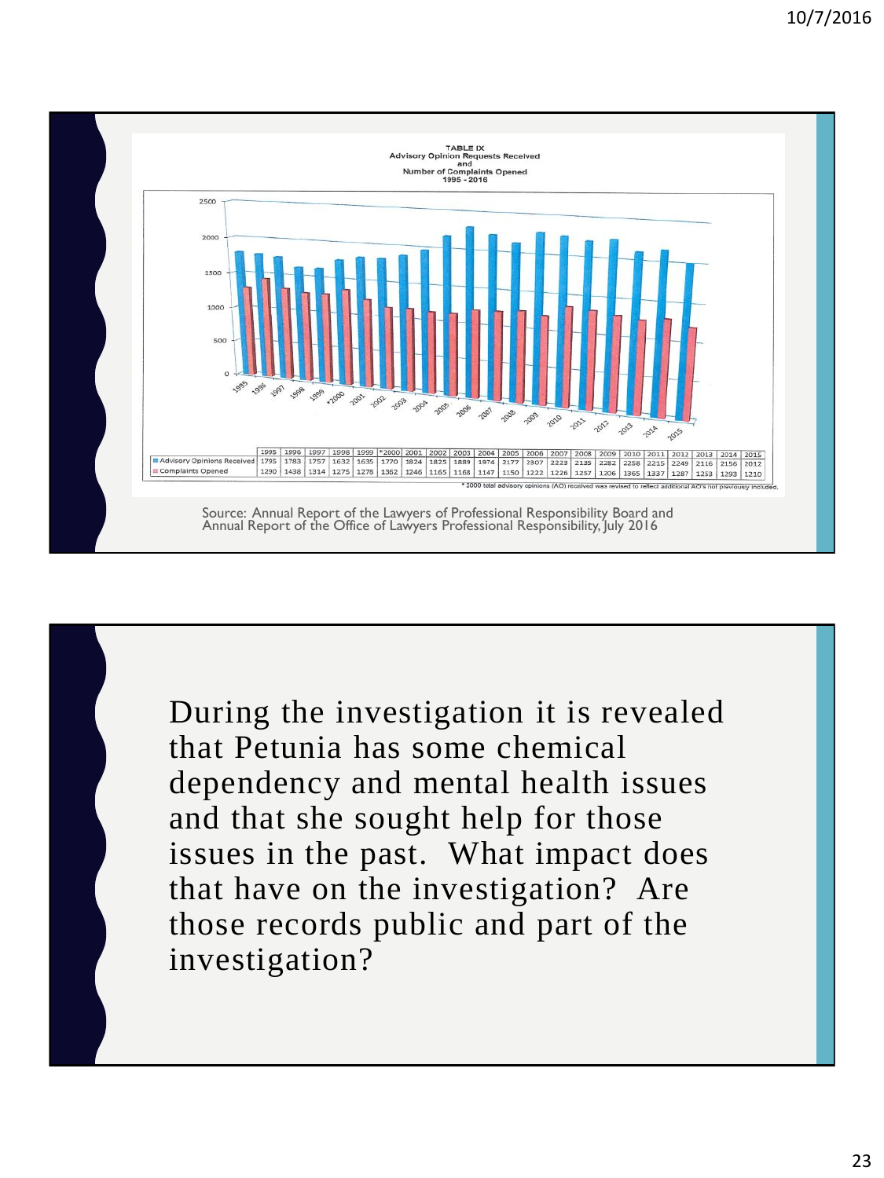TABLE IX
Advisory Opinion Requests Received
and
Number of Complaints Opened
1995 - 2015

| | 1995 | 1996 | 1997 | 1998 | 1999 | *2000 | 2001 | 2002 | 2003 | 2004 | 2005 | 2006 | 2007 | 2008 | 2009 | 2010 | 2011 | 2012 | 2013 | 2014 | 2015 |
|---|---|---|---|---|---|---|---|---|---|---|---|---|---|---|---|---|---|---|---|---|---|
| Advisory Opinions Received | 1795 | 1783 | 1757 | 1632 | 1635 | 1770 | 1824 | 1825 | 1889 | 1974 | 2177 | 2307 | 2223 | 2135 | 2282 | 2258 | 2215 | 2249 | 2116 | 2156 | 2012 |
| Complaints Opened | 1290 | 1438 | 1314 | 1275 | 1278 | 1362 | 1246 | 1165 | 1168 | 1147 | 1150 | 1222 | 1226 | 1257 | 1206 | 1365 | 1337 | 1287 | 1253 | 1293 | 1210 |

* 2000 total advisory opinions (AO) received was revised to reflect additional AO's not previously included.

Source: Annual Report of the Lawyers of Professional Responsibility Board and Annual Report of the Office of Lawyers Professional Responsibility, July 2016

During the investigation it is revealed that Petunia has some chemical dependency and mental health issues and that she sought help for those issues in the past. What impact does that have on the investigation? Are those records public and part of the investigation?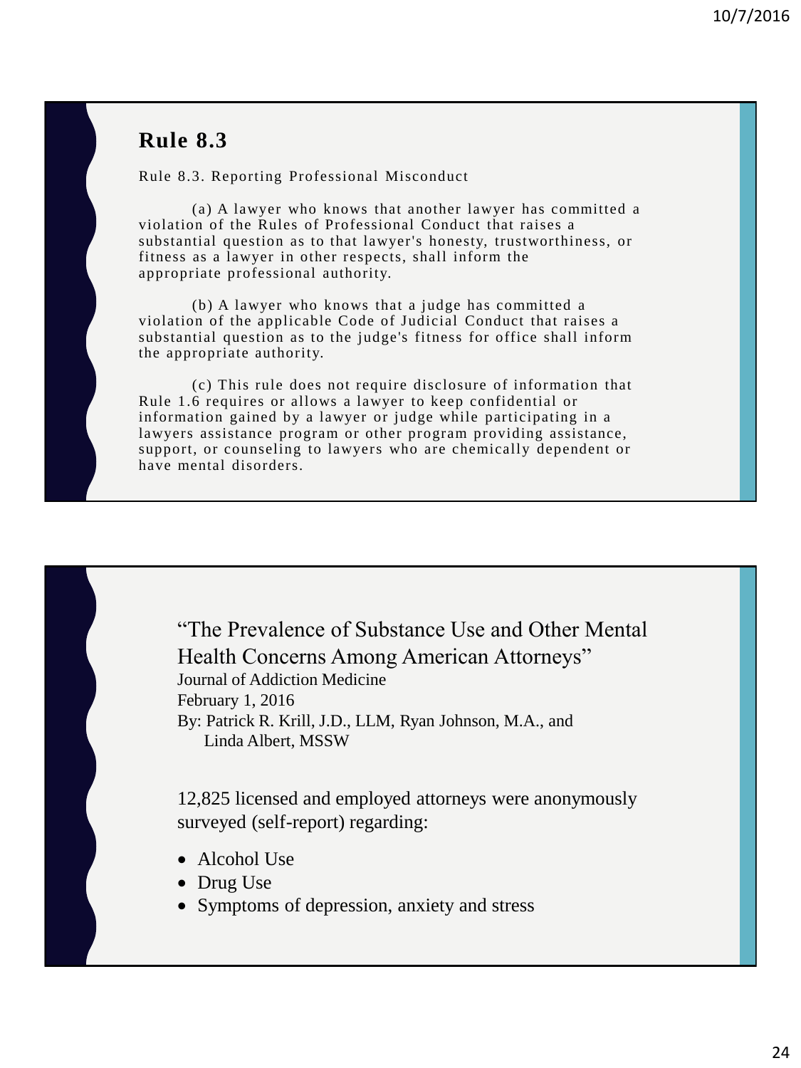## Rule 8.3

Rule 8.3. Reporting Professional Misconduct

(a) A lawyer who knows that another lawyer has committed a violation of the Rules of Professional Conduct that raises a substantial question as to that lawyer's honesty, trustworthiness, or fitness as a lawyer in other respects, shall inform the appropriate professional authority.

(b) A lawyer who knows that a judge has committed a violation of the applicable Code of Judicial Conduct that raises a substantial question as to the judge's fitness for office shall inform the appropriate authority.

(c) This rule does not require disclosure of information that Rule 1.6 requires or allows a lawyer to keep confidential or information gained by a lawyer or judge while participating in a lawyers assistance program or other program providing assistance, support, or counseling to lawyers who are chemically dependent or have mental disorders.

---

"The Prevalence of Substance Use and Other Mental Health Concerns Among American Attorneys"
Journal of Addiction Medicine
February 1, 2016
By: Patrick R. Krill, J.D., LLM, Ryan Johnson, M.A., and Linda Albert, MSSW

12,825 licensed and employed attorneys were anonymously surveyed (self-report) regarding:

- Alcohol Use
- Drug Use
- Symptoms of depression, anxiety and stress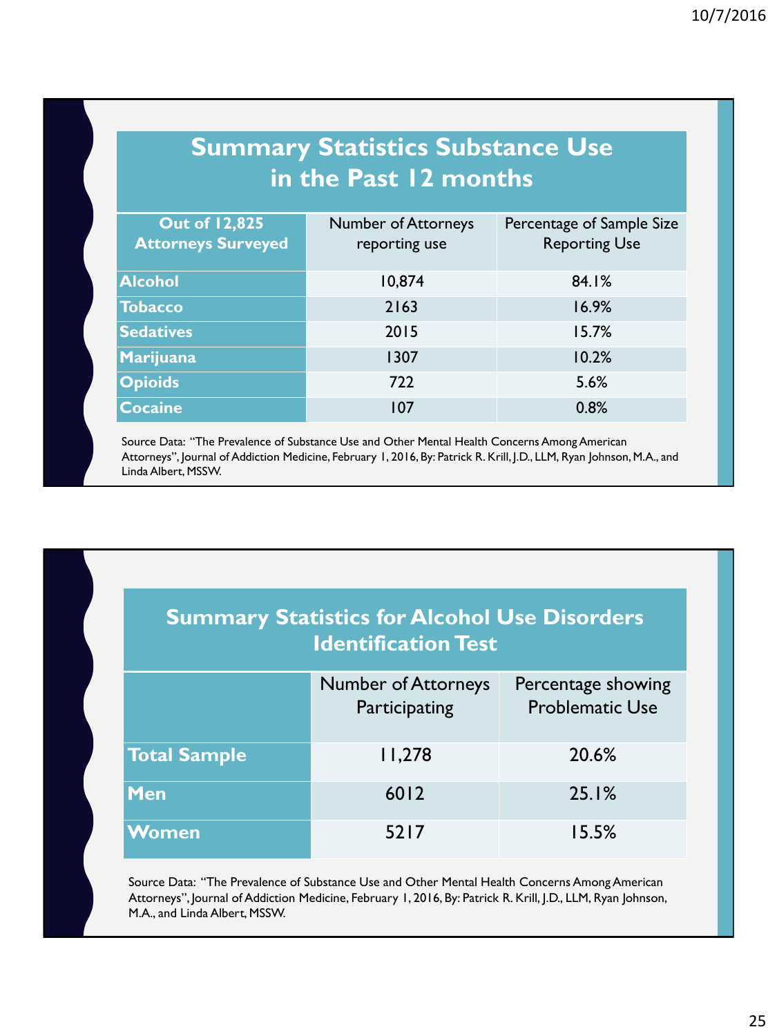## Summary Statistics Substance Use in the Past 12 months

| Out of 12,825 Attorneys Surveyed | Number of Attorneys reporting use | Percentage of Sample Size Reporting Use |
|---|---|---|
| **Alcohol** | 10,874 | 84.1% |
| **Tobacco** | 2163 | 16.9% |
| **Sedatives** | 2015 | 15.7% |
| **Marijuana** | 1307 | 10.2% |
| **Opioids** | 722 | 5.6% |
| **Cocaine** | 107 | 0.8% |

Source Data: "The Prevalence of Substance Use and Other Mental Health Concerns Among American Attorneys", Journal of Addiction Medicine, February 1, 2016, By: Patrick R. Krill, J.D., LLM, Ryan Johnson, M.A., and Linda Albert, MSSW.

## Summary Statistics for Alcohol Use Disorders Identification Test

| | Number of Attorneys Participating | Percentage showing Problematic Use |
|---|---|---|
| **Total Sample** | 11,278 | 20.6% |
| **Men** | 6012 | 25.1% |
| **Women** | 5217 | 15.5% |

Source Data: "The Prevalence of Substance Use and Other Mental Health Concerns Among American Attorneys", Journal of Addiction Medicine, February 1, 2016, By: Patrick R. Krill, J.D., LLM, Ryan Johnson, M.A., and Linda Albert, MSSW.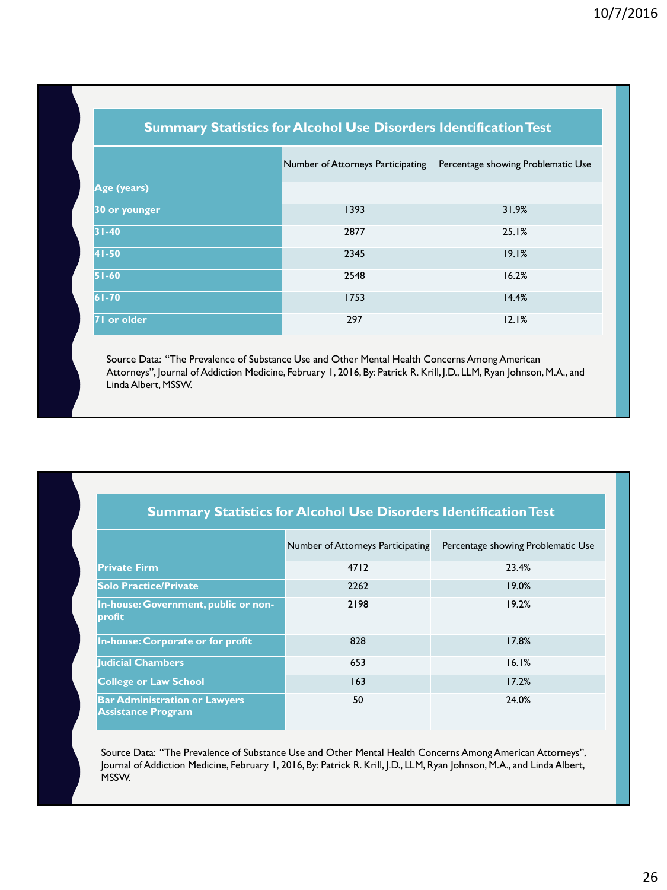## Summary Statistics for Alcohol Use Disorders Identification Test

| | Number of Attorneys Participating | Percentage showing Problematic Use |
|---|---|---|
| **Age (years)** | | |
| **30 or younger** | 1393 | 31.9% |
| **31-40** | 2877 | 25.1% |
| **41-50** | 2345 | 19.1% |
| **51-60** | 2548 | 16.2% |
| **61-70** | 1753 | 14.4% |
| **71 or older** | 297 | 12.1% |

Source Data: "The Prevalence of Substance Use and Other Mental Health Concerns Among American Attorneys", Journal of Addiction Medicine, February 1, 2016, By: Patrick R. Krill, J.D., LLM, Ryan Johnson, M.A., and Linda Albert, MSSW.

## Summary Statistics for Alcohol Use Disorders Identification Test

| | Number of Attorneys Participating | Percentage showing Problematic Use |
|---|---|---|
| **Private Firm** | 4712 | 23.4% |
| **Solo Practice/Private** | 2262 | 19.0% |
| **In-house: Government, public or non-profit** | 2198 | 19.2% |
| **In-house: Corporate or for profit** | 828 | 17.8% |
| **Judicial Chambers** | 653 | 16.1% |
| **College or Law School** | 163 | 17.2% |
| **Bar Administration or Lawyers Assistance Program** | 50 | 24.0% |

Source Data: "The Prevalence of Substance Use and Other Mental Health Concerns Among American Attorneys", Journal of Addiction Medicine, February 1, 2016, By: Patrick R. Krill, J.D., LLM, Ryan Johnson, M.A., and Linda Albert, MSSW.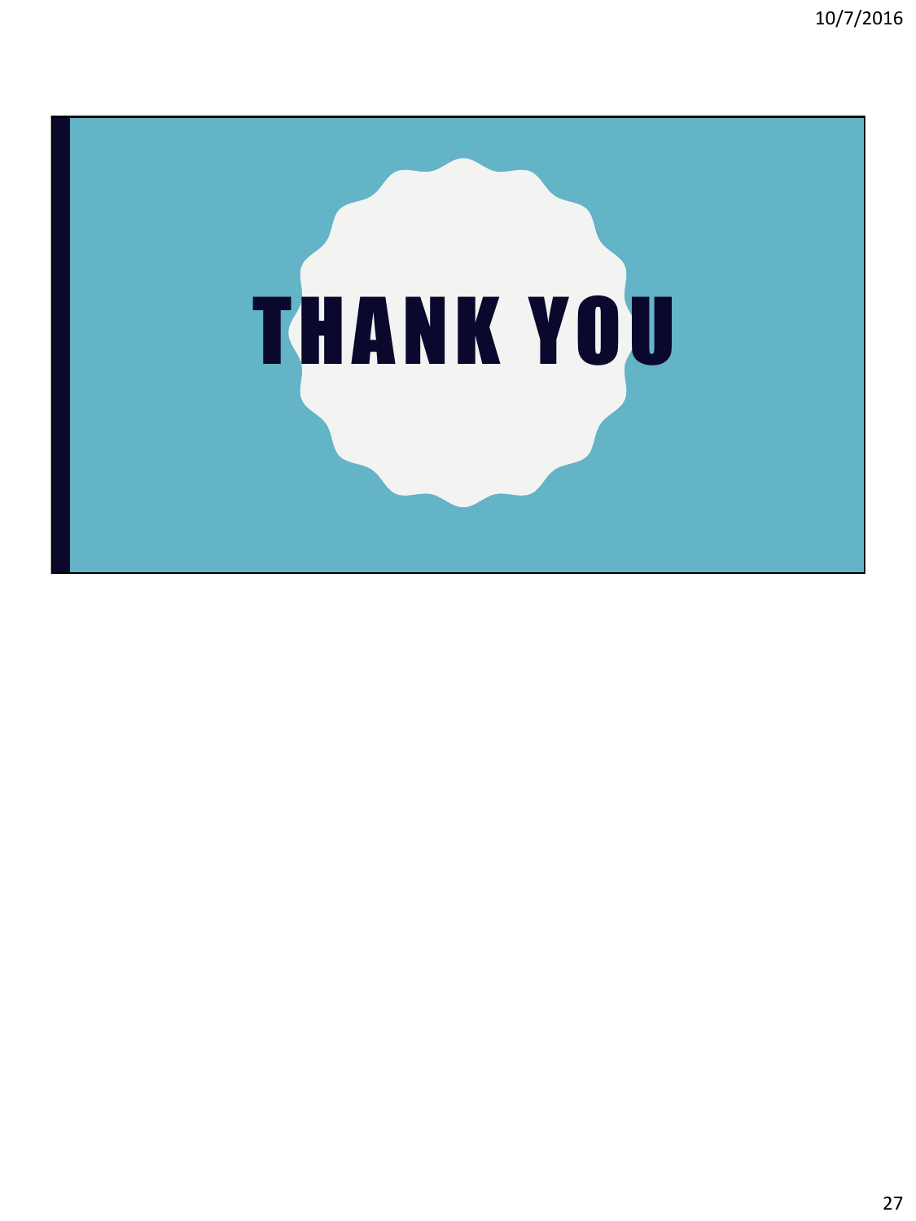# THANK YOU